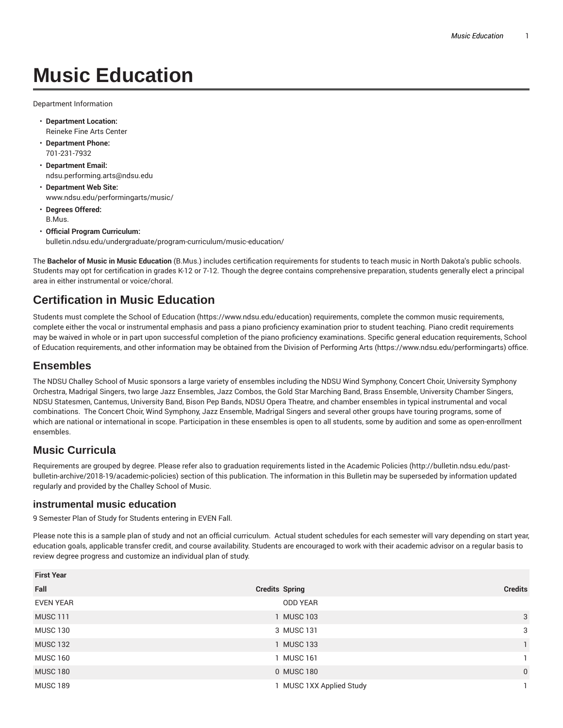# Music Education

Department Information

- **Department Location:**
  Reineke Fine Arts Center
- **Department Phone:**
  701-231-7932
- **Department Email:**
  ndsu.performing.arts@ndsu.edu
- **Department Web Site:**
  www.ndsu.edu/performingarts/music/
- **Degrees Offered:**
  B.Mus.
- **Official Program Curriculum:**
  bulletin.ndsu.edu/undergraduate/program-curriculum/music-education/

The **Bachelor of Music in Music Education** (B.Mus.) includes certification requirements for students to teach music in North Dakota's public schools. Students may opt for certification in grades K-12 or 7-12. Though the degree contains comprehensive preparation, students generally elect a principal area in either instrumental or voice/choral.

## Certification in Music Education

Students must complete the School of Education (https://www.ndsu.edu/education) requirements, complete the common music requirements, complete either the vocal or instrumental emphasis and pass a piano proficiency examination prior to student teaching. Piano credit requirements may be waived in whole or in part upon successful completion of the piano proficiency examinations. Specific general education requirements, School of Education requirements, and other information may be obtained from the Division of Performing Arts (https://www.ndsu.edu/performingarts) office.

## Ensembles

The NDSU Challey School of Music sponsors a large variety of ensembles including the NDSU Wind Symphony, Concert Choir, University Symphony Orchestra, Madrigal Singers, two large Jazz Ensembles, Jazz Combos, the Gold Star Marching Band, Brass Ensemble, University Chamber Singers, NDSU Statesmen, Cantemus, University Band, Bison Pep Bands, NDSU Opera Theatre, and chamber ensembles in typical instrumental and vocal combinations. The Concert Choir, Wind Symphony, Jazz Ensemble, Madrigal Singers and several other groups have touring programs, some of which are national or international in scope. Participation in these ensembles is open to all students, some by audition and some as open-enrollment ensembles.

## Music Curricula

Requirements are grouped by degree. Please refer also to graduation requirements listed in the Academic Policies (http://bulletin.ndsu.edu/past-bulletin-archive/2018-19/academic-policies) section of this publication. The information in this Bulletin may be superseded by information updated regularly and provided by the Challey School of Music.

### instrumental music education

9 Semester Plan of Study for Students entering in EVEN Fall.

Please note this is a sample plan of study and not an official curriculum. Actual student schedules for each semester will vary depending on start year, education goals, applicable transfer credit, and course availability. Students are encouraged to work with their academic advisor on a regular basis to review degree progress and customize an individual plan of study.

| First Year | | | |
|---|---|---|---|
| Fall | Credits | Spring | Credits |
| EVEN YEAR | | ODD YEAR | |
| MUSC 111 | 1 | MUSC 103 | 3 |
| MUSC 130 | 3 | MUSC 131 | 3 |
| MUSC 132 | 1 | MUSC 133 | 1 |
| MUSC 160 | 1 | MUSC 161 | 1 |
| MUSC 180 | 0 | MUSC 180 | 0 |
| MUSC 189 | 1 | MUSC 1XX Applied Study | 1 |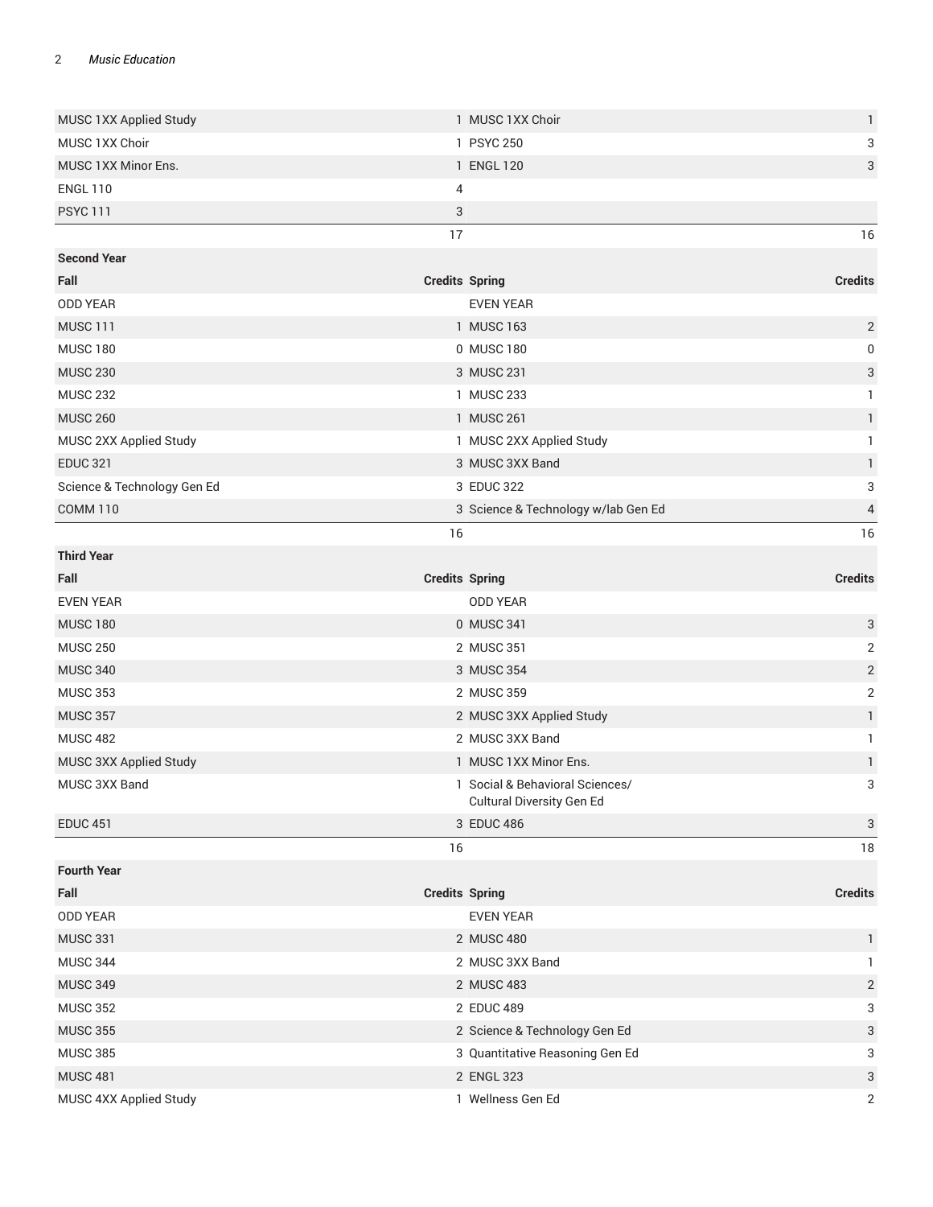| | | | |
|---|---|---|---|
| MUSC 1XX Applied Study | 1 | MUSC 1XX Choir | 1 |
| MUSC 1XX Choir | 1 | PSYC 250 | 3 |
| MUSC 1XX Minor Ens. | 1 | ENGL 120 | 3 |
| ENGL 110 | 4 | | |
| PSYC 111 | 3 | | |
| | 17 | | 16 |

| Second Year | | | |
|---|---|---|---|
| **Fall** | **Credits** | **Spring** | **Credits** |
| ODD YEAR | | EVEN YEAR | |
| MUSC 111 | 1 | MUSC 163 | 2 |
| MUSC 180 | 0 | MUSC 180 | 0 |
| MUSC 230 | 3 | MUSC 231 | 3 |
| MUSC 232 | 1 | MUSC 233 | 1 |
| MUSC 260 | 1 | MUSC 261 | 1 |
| MUSC 2XX Applied Study | 1 | MUSC 2XX Applied Study | 1 |
| EDUC 321 | 3 | MUSC 3XX Band | 1 |
| Science & Technology Gen Ed | 3 | EDUC 322 | 3 |
| COMM 110 | 3 | Science & Technology w/lab Gen Ed | 4 |
| | 16 | | 16 |

| Third Year | | | |
|---|---|---|---|
| **Fall** | **Credits** | **Spring** | **Credits** |
| EVEN YEAR | | ODD YEAR | |
| MUSC 180 | 0 | MUSC 341 | 3 |
| MUSC 250 | 2 | MUSC 351 | 2 |
| MUSC 340 | 3 | MUSC 354 | 2 |
| MUSC 353 | 2 | MUSC 359 | 2 |
| MUSC 357 | 2 | MUSC 3XX Applied Study | 1 |
| MUSC 482 | 2 | MUSC 3XX Band | 1 |
| MUSC 3XX Applied Study | 1 | MUSC 1XX Minor Ens. | 1 |
| MUSC 3XX Band | 1 | Social & Behavioral Sciences/ Cultural Diversity Gen Ed | 3 |
| EDUC 451 | 3 | EDUC 486 | 3 |
| | 16 | | 18 |

| Fourth Year | | | |
|---|---|---|---|
| **Fall** | **Credits** | **Spring** | **Credits** |
| ODD YEAR | | EVEN YEAR | |
| MUSC 331 | 2 | MUSC 480 | 1 |
| MUSC 344 | 2 | MUSC 3XX Band | 1 |
| MUSC 349 | 2 | MUSC 483 | 2 |
| MUSC 352 | 2 | EDUC 489 | 3 |
| MUSC 355 | 2 | Science & Technology Gen Ed | 3 |
| MUSC 385 | 3 | Quantitative Reasoning Gen Ed | 3 |
| MUSC 481 | 2 | ENGL 323 | 3 |
| MUSC 4XX Applied Study | 1 | Wellness Gen Ed | 2 |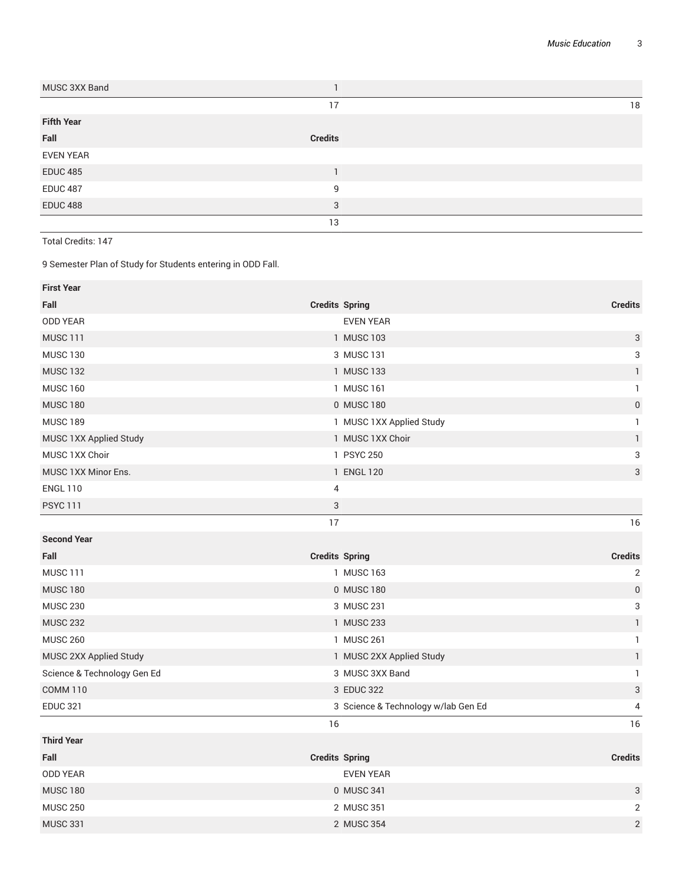| | | | |
|---|---|---|---|
| MUSC 3XX Band | 1 | | |
| | 17 | | 18 |
| **Fifth Year** | | | |
| **Fall** | **Credits** | | |
| EVEN YEAR | | | |
| EDUC 485 | 1 | | |
| EDUC 487 | 9 | | |
| EDUC 488 | 3 | | |
| | 13 | | |

Total Credits: 147

9 Semester Plan of Study for Students entering in ODD Fall.

| **First Year** | | | |
|---|---|---|---|
| **Fall** | **Credits** | **Spring** | **Credits** |
| ODD YEAR | | EVEN YEAR | |
| MUSC 111 | 1 | MUSC 103 | 3 |
| MUSC 130 | 3 | MUSC 131 | 3 |
| MUSC 132 | 1 | MUSC 133 | 1 |
| MUSC 160 | 1 | MUSC 161 | 1 |
| MUSC 180 | 0 | MUSC 180 | 0 |
| MUSC 189 | 1 | MUSC 1XX Applied Study | 1 |
| MUSC 1XX Applied Study | 1 | MUSC 1XX Choir | 1 |
| MUSC 1XX Choir | 1 | PSYC 250 | 3 |
| MUSC 1XX Minor Ens. | 1 | ENGL 120 | 3 |
| ENGL 110 | 4 | | |
| PSYC 111 | 3 | | |
| | 17 | | 16 |
| **Second Year** | | | |
| **Fall** | **Credits** | **Spring** | **Credits** |
| MUSC 111 | 1 | MUSC 163 | 2 |
| MUSC 180 | 0 | MUSC 180 | 0 |
| MUSC 230 | 3 | MUSC 231 | 3 |
| MUSC 232 | 1 | MUSC 233 | 1 |
| MUSC 260 | 1 | MUSC 261 | 1 |
| MUSC 2XX Applied Study | 1 | MUSC 2XX Applied Study | 1 |
| Science & Technology Gen Ed | 3 | MUSC 3XX Band | 1 |
| COMM 110 | 3 | EDUC 322 | 3 |
| EDUC 321 | 3 | Science & Technology w/lab Gen Ed | 4 |
| | 16 | | 16 |
| **Third Year** | | | |
| **Fall** | **Credits** | **Spring** | **Credits** |
| ODD YEAR | | EVEN YEAR | |
| MUSC 180 | 0 | MUSC 341 | 3 |
| MUSC 250 | 2 | MUSC 351 | 2 |
| MUSC 331 | 2 | MUSC 354 | 2 |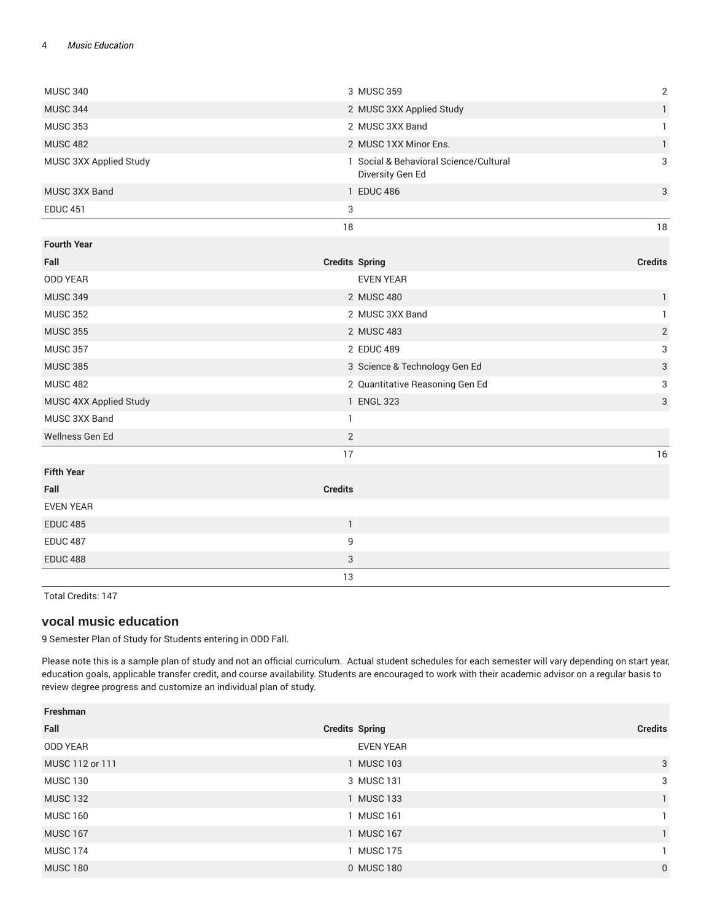| | | | |
|---|---|---|---|
| MUSC 340 | 3 | MUSC 359 | 2 |
| MUSC 344 | 2 | MUSC 3XX Applied Study | 1 |
| MUSC 353 | 2 | MUSC 3XX Band | 1 |
| MUSC 482 | 2 | MUSC 1XX Minor Ens. | 1 |
| MUSC 3XX Applied Study | 1 | Social & Behavioral Science/Cultural Diversity Gen Ed | 3 |
| MUSC 3XX Band | 1 | EDUC 486 | 3 |
| EDUC 451 | 3 | | |
| | 18 | | 18 |
| **Fourth Year** | | | |
| **Fall** | **Credits** | **Spring** | **Credits** |
| ODD YEAR | | EVEN YEAR | |
| MUSC 349 | 2 | MUSC 480 | 1 |
| MUSC 352 | 2 | MUSC 3XX Band | 1 |
| MUSC 355 | 2 | MUSC 483 | 2 |
| MUSC 357 | 2 | EDUC 489 | 3 |
| MUSC 385 | 3 | Science & Technology Gen Ed | 3 |
| MUSC 482 | 2 | Quantitative Reasoning Gen Ed | 3 |
| MUSC 4XX Applied Study | 1 | ENGL 323 | 3 |
| MUSC 3XX Band | 1 | | |
| Wellness Gen Ed | 2 | | |
| | 17 | | 16 |
| **Fifth Year** | | | |
| **Fall** | **Credits** | | |
| EVEN YEAR | | | |
| EDUC 485 | 1 | | |
| EDUC 487 | 9 | | |
| EDUC 488 | 3 | | |
| | 13 | | |

Total Credits: 147

## vocal music education

9 Semester Plan of Study for Students entering in ODD Fall.

Please note this is a sample plan of study and not an official curriculum. Actual student schedules for each semester will vary depending on start year, education goals, applicable transfer credit, and course availability. Students are encouraged to work with their academic advisor on a regular basis to review degree progress and customize an individual plan of study.

| **Freshman** | | | |
|---|---|---|---|
| **Fall** | **Credits** | **Spring** | **Credits** |
| ODD YEAR | | EVEN YEAR | |
| MUSC 112 or 111 | 1 | MUSC 103 | 3 |
| MUSC 130 | 3 | MUSC 131 | 3 |
| MUSC 132 | 1 | MUSC 133 | 1 |
| MUSC 160 | 1 | MUSC 161 | 1 |
| MUSC 167 | 1 | MUSC 167 | 1 |
| MUSC 174 | 1 | MUSC 175 | 1 |
| MUSC 180 | 0 | MUSC 180 | 0 |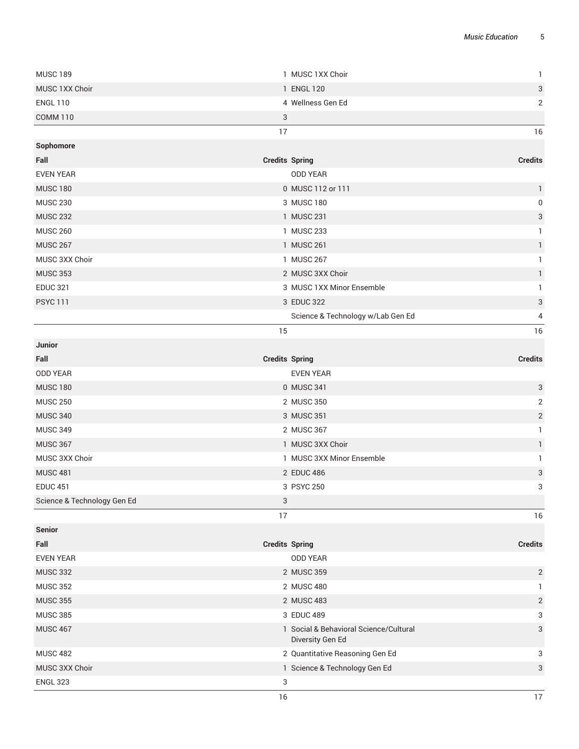| | | | |
|---|---|---|---|
| MUSC 189 | 1 | MUSC 1XX Choir | 1 |
| MUSC 1XX Choir | 1 | ENGL 120 | 3 |
| ENGL 110 | 4 | Wellness Gen Ed | 2 |
| COMM 110 | 3 | | |
| | 17 | | 16 |

| Sophomore | | | |
|---|---|---|---|
| **Fall** | **Credits** | **Spring** | **Credits** |
| EVEN YEAR | | ODD YEAR | |
| MUSC 180 | 0 | MUSC 112 or 111 | 1 |
| MUSC 230 | 3 | MUSC 180 | 0 |
| MUSC 232 | 1 | MUSC 231 | 3 |
| MUSC 260 | 1 | MUSC 233 | 1 |
| MUSC 267 | 1 | MUSC 261 | 1 |
| MUSC 3XX Choir | 1 | MUSC 267 | 1 |
| MUSC 353 | 2 | MUSC 3XX Choir | 1 |
| EDUC 321 | 3 | MUSC 1XX Minor Ensemble | 1 |
| PSYC 111 | 3 | EDUC 322 | 3 |
| | | Science & Technology w/Lab Gen Ed | 4 |
| | 15 | | 16 |

| Junior | | | |
|---|---|---|---|
| **Fall** | **Credits** | **Spring** | **Credits** |
| ODD YEAR | | EVEN YEAR | |
| MUSC 180 | 0 | MUSC 341 | 3 |
| MUSC 250 | 2 | MUSC 350 | 2 |
| MUSC 340 | 3 | MUSC 351 | 2 |
| MUSC 349 | 2 | MUSC 367 | 1 |
| MUSC 367 | 1 | MUSC 3XX Choir | 1 |
| MUSC 3XX Choir | 1 | MUSC 3XX Minor Ensemble | 1 |
| MUSC 481 | 2 | EDUC 486 | 3 |
| EDUC 451 | 3 | PSYC 250 | 3 |
| Science & Technology Gen Ed | 3 | | |
| | 17 | | 16 |

| Senior | | | |
|---|---|---|---|
| **Fall** | **Credits** | **Spring** | **Credits** |
| EVEN YEAR | | ODD YEAR | |
| MUSC 332 | 2 | MUSC 359 | 2 |
| MUSC 352 | 2 | MUSC 480 | 1 |
| MUSC 355 | 2 | MUSC 483 | 2 |
| MUSC 385 | 3 | EDUC 489 | 3 |
| MUSC 467 | 1 | Social & Behavioral Science/Cultural Diversity Gen Ed | 3 |
| MUSC 482 | 2 | Quantitative Reasoning Gen Ed | 3 |
| MUSC 3XX Choir | 1 | Science & Technology Gen Ed | 3 |
| ENGL 323 | 3 | | |
| | 16 | | 17 |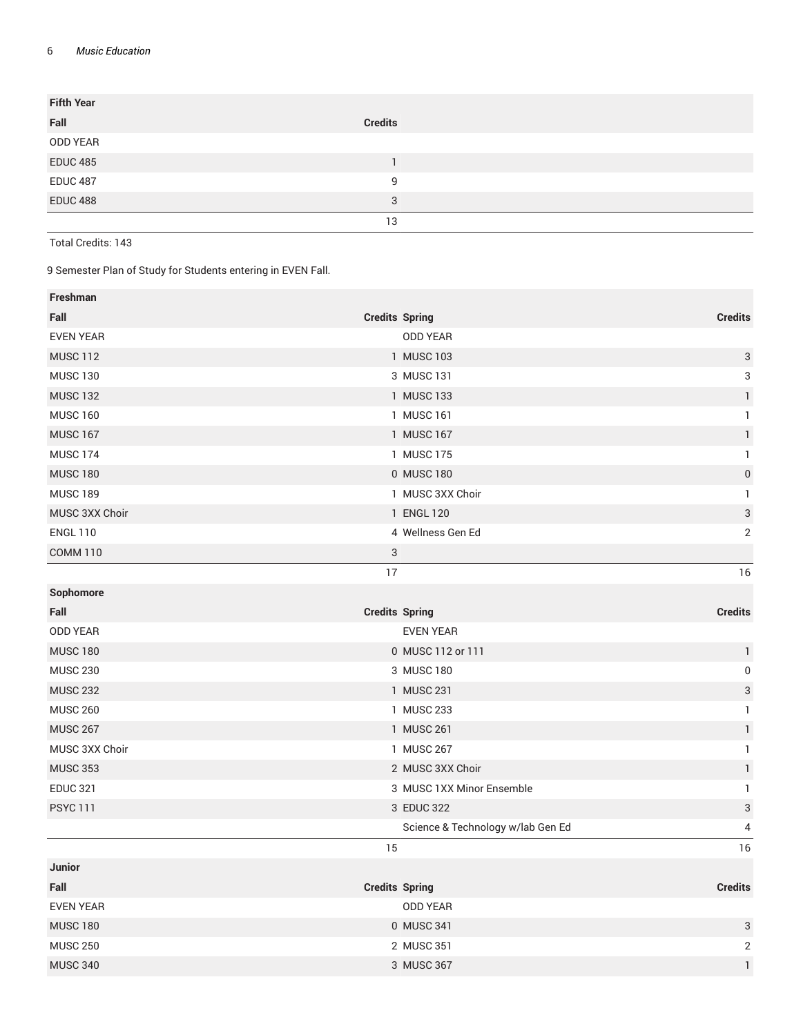| Fifth Year | |
|---|---|
| **Fall** | **Credits** |
| ODD YEAR | |
| EDUC 485 | 1 |
| EDUC 487 | 9 |
| EDUC 488 | 3 |
| | 13 |

Total Credits: 143

9 Semester Plan of Study for Students entering in EVEN Fall.

| Freshman | | | |
|---|---|---|---|
| **Fall** | **Credits** | **Spring** | **Credits** |
| EVEN YEAR | | ODD YEAR | |
| MUSC 112 | 1 | MUSC 103 | 3 |
| MUSC 130 | 3 | MUSC 131 | 3 |
| MUSC 132 | 1 | MUSC 133 | 1 |
| MUSC 160 | 1 | MUSC 161 | 1 |
| MUSC 167 | 1 | MUSC 167 | 1 |
| MUSC 174 | 1 | MUSC 175 | 1 |
| MUSC 180 | 0 | MUSC 180 | 0 |
| MUSC 189 | 1 | MUSC 3XX Choir | 1 |
| MUSC 3XX Choir | 1 | ENGL 120 | 3 |
| ENGL 110 | 4 | Wellness Gen Ed | 2 |
| COMM 110 | 3 | | |
| | 17 | | 16 |
| **Sophomore** | | | |
| **Fall** | **Credits** | **Spring** | **Credits** |
| ODD YEAR | | EVEN YEAR | |
| MUSC 180 | 0 | MUSC 112 or 111 | 1 |
| MUSC 230 | 3 | MUSC 180 | 0 |
| MUSC 232 | 1 | MUSC 231 | 3 |
| MUSC 260 | 1 | MUSC 233 | 1 |
| MUSC 267 | 1 | MUSC 261 | 1 |
| MUSC 3XX Choir | 1 | MUSC 267 | 1 |
| MUSC 353 | 2 | MUSC 3XX Choir | 1 |
| EDUC 321 | 3 | MUSC 1XX Minor Ensemble | 1 |
| PSYC 111 | 3 | EDUC 322 | 3 |
| | | Science & Technology w/lab Gen Ed | 4 |
| | 15 | | 16 |
| **Junior** | | | |
| **Fall** | **Credits** | **Spring** | **Credits** |
| EVEN YEAR | | ODD YEAR | |
| MUSC 180 | 0 | MUSC 341 | 3 |
| MUSC 250 | 2 | MUSC 351 | 2 |
| MUSC 340 | 3 | MUSC 367 | 1 |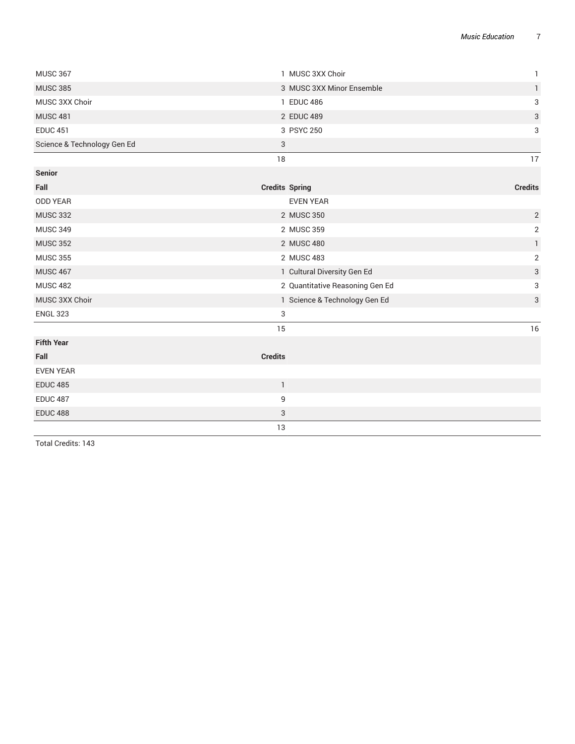| | | | |
|---|---|---|---|
| MUSC 367 | 1 | MUSC 3XX Choir | 1 |
| MUSC 385 | 3 | MUSC 3XX Minor Ensemble | 1 |
| MUSC 3XX Choir | 1 | EDUC 486 | 3 |
| MUSC 481 | 2 | EDUC 489 | 3 |
| EDUC 451 | 3 | PSYC 250 | 3 |
| Science & Technology Gen Ed | 3 | | |
| | 18 | | 17 |
| **Senior** | | | |
| **Fall** | **Credits** | **Spring** | **Credits** |
| ODD YEAR | | EVEN YEAR | |
| MUSC 332 | 2 | MUSC 350 | 2 |
| MUSC 349 | 2 | MUSC 359 | 2 |
| MUSC 352 | 2 | MUSC 480 | 1 |
| MUSC 355 | 2 | MUSC 483 | 2 |
| MUSC 467 | 1 | Cultural Diversity Gen Ed | 3 |
| MUSC 482 | 2 | Quantitative Reasoning Gen Ed | 3 |
| MUSC 3XX Choir | 1 | Science & Technology Gen Ed | 3 |
| ENGL 323 | 3 | | |
| | 15 | | 16 |
| **Fifth Year** | | | |
| **Fall** | **Credits** | | |
| EVEN YEAR | | | |
| EDUC 485 | 1 | | |
| EDUC 487 | 9 | | |
| EDUC 488 | 3 | | |
| | 13 | | |

Total Credits: 143